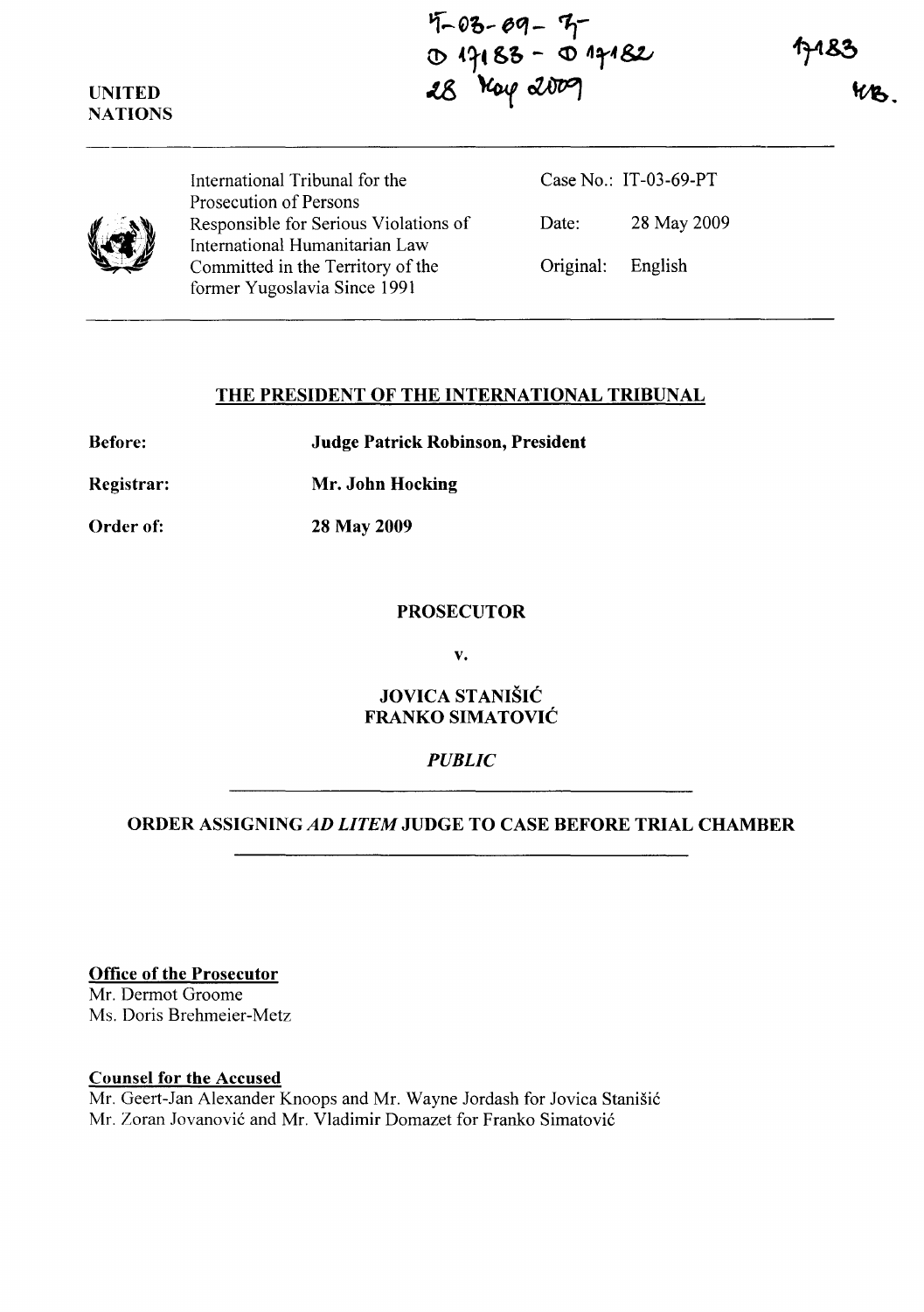IT-03-69-T
D 17183 - D 17182
28 May 2009

17183
MB.

UNITED NATIONS

International Tribunal for the Prosecution of Persons Responsible for Serious Violations of International Humanitarian Law Committed in the Territory of the former Yugoslavia Since 1991

Case No.: IT-03-69-PT

Date: 28 May 2009

Original: English

## THE PRESIDENT OF THE INTERNATIONAL TRIBUNAL

**Before:** **Judge Patrick Robinson, President**

**Registrar:** **Mr. John Hocking**

**Order of:** **28 May 2009**

**PROSECUTOR**

**v.**

**JOVICA STANIŠIĆ**
**FRANKO SIMATOVIĆ**

*PUBLIC*

## ORDER ASSIGNING *AD LITEM* JUDGE TO CASE BEFORE TRIAL CHAMBER

**Office of the Prosecutor**
Mr. Dermot Groome
Ms. Doris Brehmeier-Metz

**Counsel for the Accused**
Mr. Geert-Jan Alexander Knoops and Mr. Wayne Jordash for Jovica Stanišić
Mr. Zoran Jovanović and Mr. Vladimir Domazet for Franko Simatović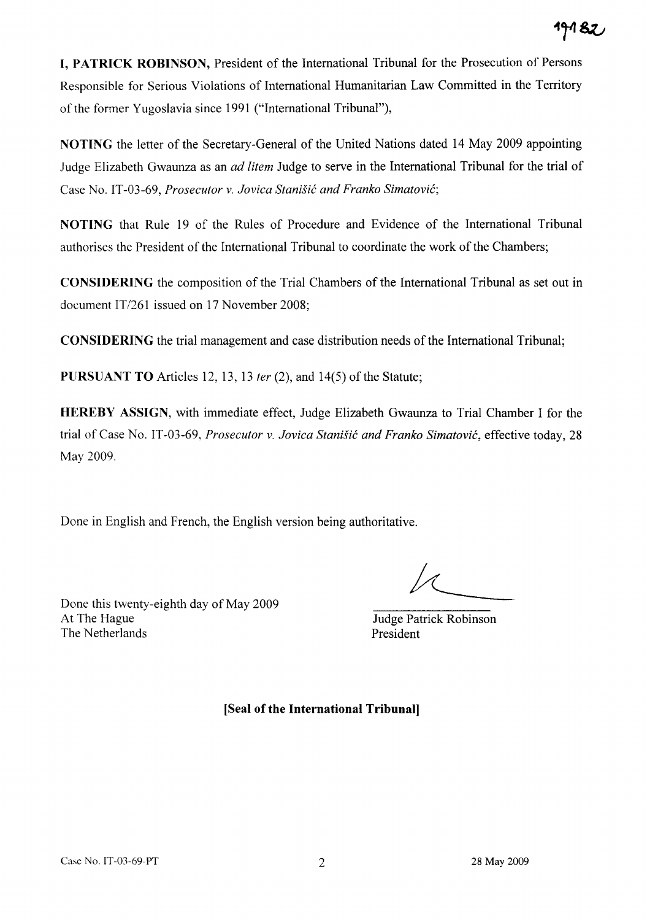**I, PATRICK ROBINSON,** President of the International Tribunal for the Prosecution of Persons Responsible for Serious Violations of International Humanitarian Law Committed in the Territory of the former Yugoslavia since 1991 ("International Tribunal"),

**NOTING** the letter of the Secretary-General of the United Nations dated 14 May 2009 appointing Judge Elizabeth Gwaunza as an *ad litem* Judge to serve in the International Tribunal for the trial of Case No. IT-03-69, *Prosecutor v. Jovica Stanišić and Franko Simatović*;

**NOTING** that Rule 19 of the Rules of Procedure and Evidence of the International Tribunal authorises the President of the International Tribunal to coordinate the work of the Chambers;

**CONSIDERING** the composition of the Trial Chambers of the International Tribunal as set out in document IT/261 issued on 17 November 2008;

**CONSIDERING** the trial management and case distribution needs of the International Tribunal;

**PURSUANT TO** Articles 12, 13, 13 *ter* (2), and 14(5) of the Statute;

**HEREBY ASSIGN**, with immediate effect, Judge Elizabeth Gwaunza to Trial Chamber I for the trial of Case No. IT-03-69, *Prosecutor v. Jovica Stanišić and Franko Simatović*, effective today, 28 May 2009.

Done in English and French, the English version being authoritative.

Done this twenty-eighth day of May 2009
At The Hague
The Netherlands

Judge Patrick Robinson
President

**[Seal of the International Tribunal]**